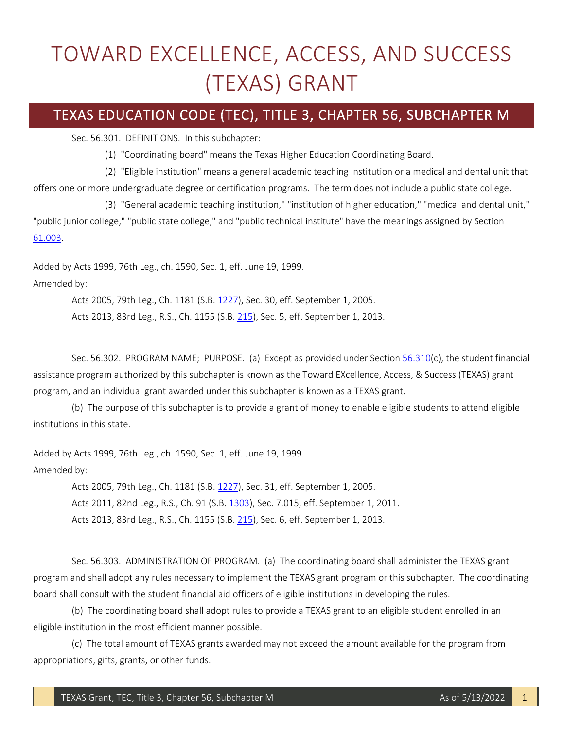# TOWARD EXCELLENCE, ACCESS, AND SUCCESS (TEXAS) GRANT

## TEXAS EDUCATION CODE (TEC), TITLE 3, CHAPTER 56, SUBCHAPTER M

Sec. 56.301. DEFINITIONS. In this subchapter:

(1) "Coordinating board" means the Texas Higher Education Coordinating Board.

(2) "Eligible institution" means a general academic teaching institution or a medical and dental unit that offers one or more undergraduate degree or certification programs. The term does not include a public state college.

(3) "General academic teaching institution," "institution of higher education," "medical and dental unit," "public junior college," "public state college," and "public technical institute" have the meanings assigned by Section 61.003.

Added by Acts 1999, 76th Leg., ch. 1590, Sec. 1, eff. June 19, 1999.
Amended by:

Acts 2005, 79th Leg., Ch. 1181 (S.B. 1227), Sec. 30, eff. September 1, 2005.
Acts 2013, 83rd Leg., R.S., Ch. 1155 (S.B. 215), Sec. 5, eff. September 1, 2013.

Sec. 56.302. PROGRAM NAME; PURPOSE. (a) Except as provided under Section 56.310(c), the student financial assistance program authorized by this subchapter is known as the Toward EXcellence, Access, & Success (TEXAS) grant program, and an individual grant awarded under this subchapter is known as a TEXAS grant.

(b) The purpose of this subchapter is to provide a grant of money to enable eligible students to attend eligible institutions in this state.

Added by Acts 1999, 76th Leg., ch. 1590, Sec. 1, eff. June 19, 1999.
Amended by:

Acts 2005, 79th Leg., Ch. 1181 (S.B. 1227), Sec. 31, eff. September 1, 2005.
Acts 2011, 82nd Leg., R.S., Ch. 91 (S.B. 1303), Sec. 7.015, eff. September 1, 2011.
Acts 2013, 83rd Leg., R.S., Ch. 1155 (S.B. 215), Sec. 6, eff. September 1, 2013.

Sec. 56.303. ADMINISTRATION OF PROGRAM. (a) The coordinating board shall administer the TEXAS grant program and shall adopt any rules necessary to implement the TEXAS grant program or this subchapter. The coordinating board shall consult with the student financial aid officers of eligible institutions in developing the rules.

(b) The coordinating board shall adopt rules to provide a TEXAS grant to an eligible student enrolled in an eligible institution in the most efficient manner possible.

(c) The total amount of TEXAS grants awarded may not exceed the amount available for the program from appropriations, gifts, grants, or other funds.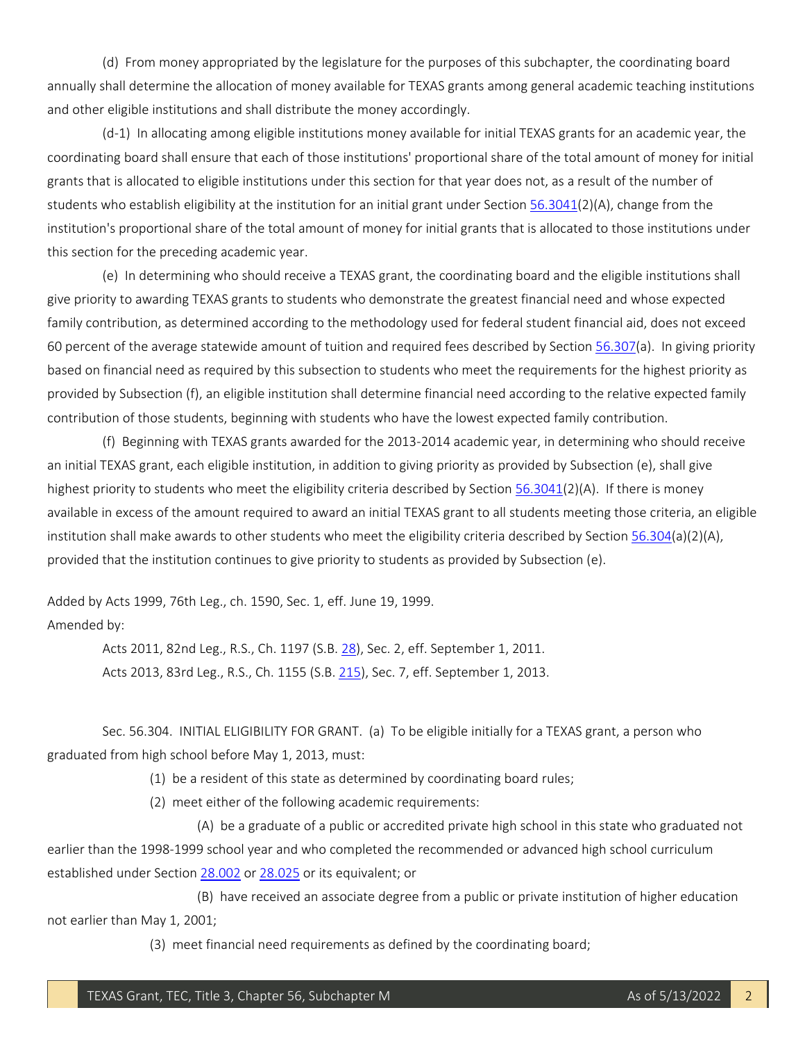(d) From money appropriated by the legislature for the purposes of this subchapter, the coordinating board annually shall determine the allocation of money available for TEXAS grants among general academic teaching institutions and other eligible institutions and shall distribute the money accordingly.

(d-1) In allocating among eligible institutions money available for initial TEXAS grants for an academic year, the coordinating board shall ensure that each of those institutions' proportional share of the total amount of money for initial grants that is allocated to eligible institutions under this section for that year does not, as a result of the number of students who establish eligibility at the institution for an initial grant under Section 56.3041(2)(A), change from the institution's proportional share of the total amount of money for initial grants that is allocated to those institutions under this section for the preceding academic year.

(e) In determining who should receive a TEXAS grant, the coordinating board and the eligible institutions shall give priority to awarding TEXAS grants to students who demonstrate the greatest financial need and whose expected family contribution, as determined according to the methodology used for federal student financial aid, does not exceed 60 percent of the average statewide amount of tuition and required fees described by Section 56.307(a). In giving priority based on financial need as required by this subsection to students who meet the requirements for the highest priority as provided by Subsection (f), an eligible institution shall determine financial need according to the relative expected family contribution of those students, beginning with students who have the lowest expected family contribution.

(f) Beginning with TEXAS grants awarded for the 2013-2014 academic year, in determining who should receive an initial TEXAS grant, each eligible institution, in addition to giving priority as provided by Subsection (e), shall give highest priority to students who meet the eligibility criteria described by Section 56.3041(2)(A). If there is money available in excess of the amount required to award an initial TEXAS grant to all students meeting those criteria, an eligible institution shall make awards to other students who meet the eligibility criteria described by Section 56.304(a)(2)(A), provided that the institution continues to give priority to students as provided by Subsection (e).

Added by Acts 1999, 76th Leg., ch. 1590, Sec. 1, eff. June 19, 1999.
Amended by:

Acts 2011, 82nd Leg., R.S., Ch. 1197 (S.B. 28), Sec. 2, eff. September 1, 2011.
Acts 2013, 83rd Leg., R.S., Ch. 1155 (S.B. 215), Sec. 7, eff. September 1, 2013.

Sec. 56.304. INITIAL ELIGIBILITY FOR GRANT. (a) To be eligible initially for a TEXAS grant, a person who graduated from high school before May 1, 2013, must:

(1) be a resident of this state as determined by coordinating board rules;

(2) meet either of the following academic requirements:

(A) be a graduate of a public or accredited private high school in this state who graduated not earlier than the 1998-1999 school year and who completed the recommended or advanced high school curriculum established under Section 28.002 or 28.025 or its equivalent; or

(B) have received an associate degree from a public or private institution of higher education not earlier than May 1, 2001;

(3) meet financial need requirements as defined by the coordinating board;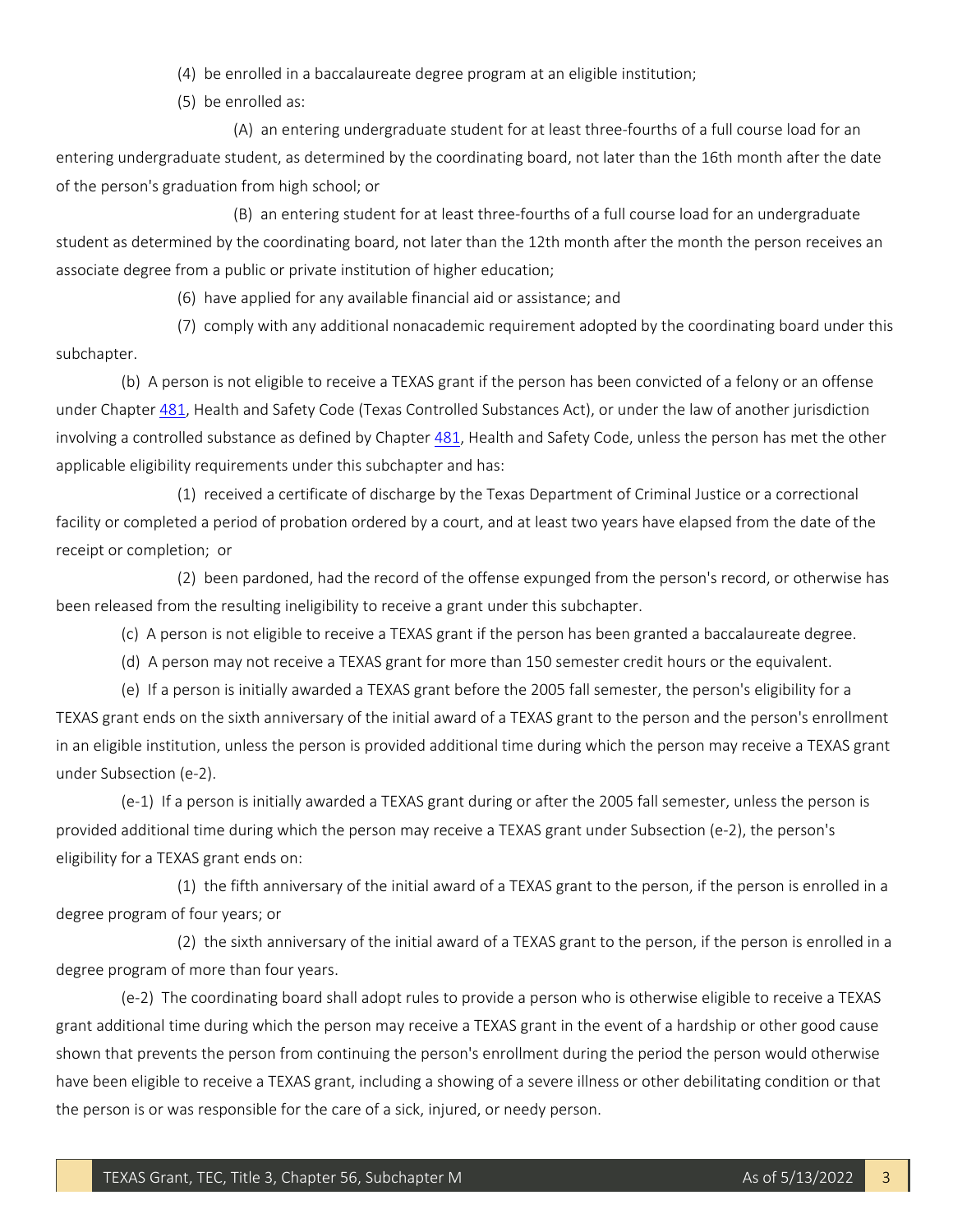(4) be enrolled in a baccalaureate degree program at an eligible institution;

(5) be enrolled as:

(A) an entering undergraduate student for at least three-fourths of a full course load for an entering undergraduate student, as determined by the coordinating board, not later than the 16th month after the date of the person's graduation from high school; or

(B) an entering student for at least three-fourths of a full course load for an undergraduate student as determined by the coordinating board, not later than the 12th month after the month the person receives an associate degree from a public or private institution of higher education;

(6) have applied for any available financial aid or assistance; and

(7) comply with any additional nonacademic requirement adopted by the coordinating board under this subchapter.

(b) A person is not eligible to receive a TEXAS grant if the person has been convicted of a felony or an offense under Chapter 481, Health and Safety Code (Texas Controlled Substances Act), or under the law of another jurisdiction involving a controlled substance as defined by Chapter 481, Health and Safety Code, unless the person has met the other applicable eligibility requirements under this subchapter and has:

(1) received a certificate of discharge by the Texas Department of Criminal Justice or a correctional facility or completed a period of probation ordered by a court, and at least two years have elapsed from the date of the receipt or completion; or

(2) been pardoned, had the record of the offense expunged from the person's record, or otherwise has been released from the resulting ineligibility to receive a grant under this subchapter.

(c) A person is not eligible to receive a TEXAS grant if the person has been granted a baccalaureate degree.

(d) A person may not receive a TEXAS grant for more than 150 semester credit hours or the equivalent.

(e) If a person is initially awarded a TEXAS grant before the 2005 fall semester, the person's eligibility for a TEXAS grant ends on the sixth anniversary of the initial award of a TEXAS grant to the person and the person's enrollment in an eligible institution, unless the person is provided additional time during which the person may receive a TEXAS grant under Subsection (e-2).

(e-1) If a person is initially awarded a TEXAS grant during or after the 2005 fall semester, unless the person is provided additional time during which the person may receive a TEXAS grant under Subsection (e-2), the person's eligibility for a TEXAS grant ends on:

(1) the fifth anniversary of the initial award of a TEXAS grant to the person, if the person is enrolled in a degree program of four years; or

(2) the sixth anniversary of the initial award of a TEXAS grant to the person, if the person is enrolled in a degree program of more than four years.

(e-2) The coordinating board shall adopt rules to provide a person who is otherwise eligible to receive a TEXAS grant additional time during which the person may receive a TEXAS grant in the event of a hardship or other good cause shown that prevents the person from continuing the person's enrollment during the period the person would otherwise have been eligible to receive a TEXAS grant, including a showing of a severe illness or other debilitating condition or that the person is or was responsible for the care of a sick, injured, or needy person.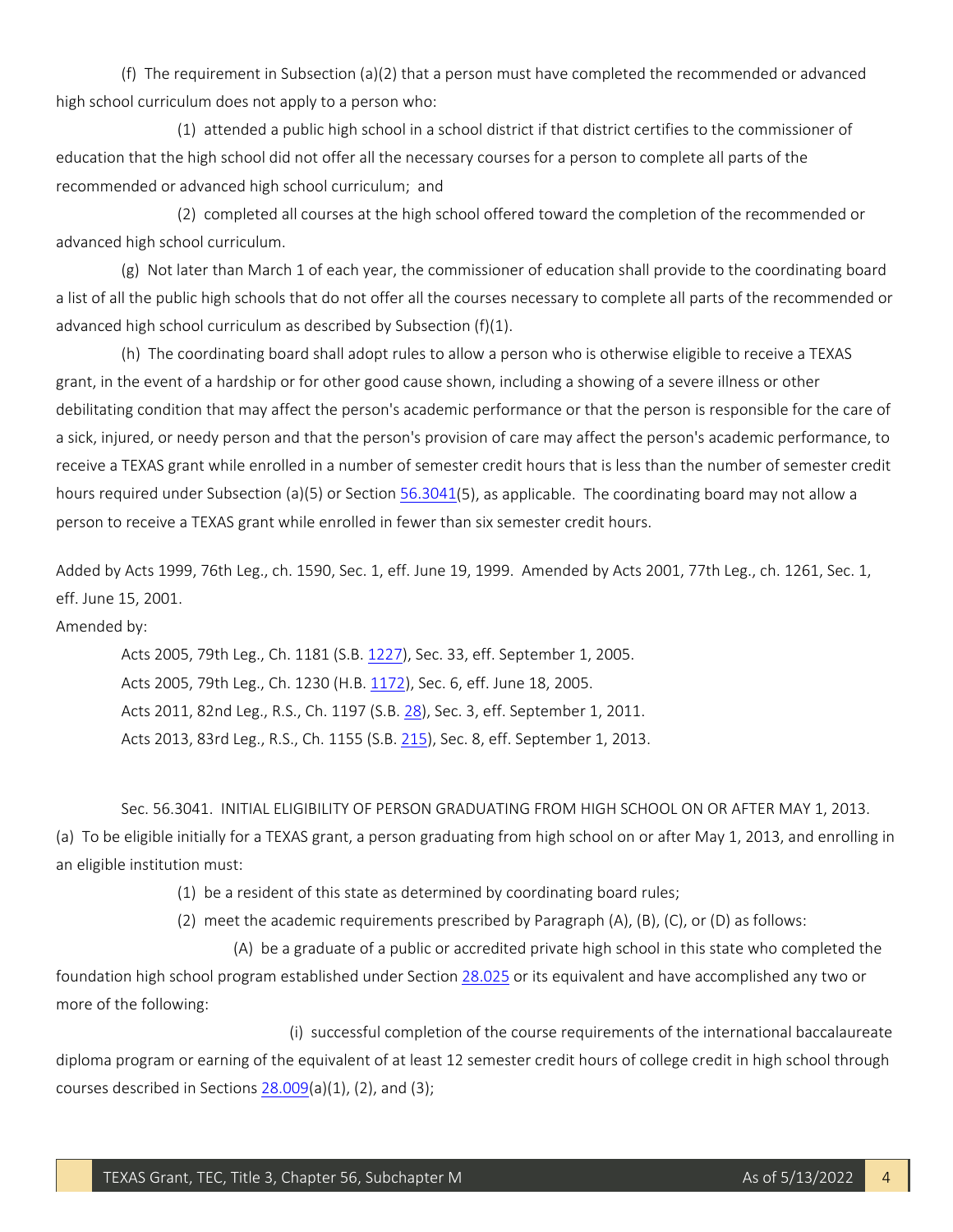(f) The requirement in Subsection (a)(2) that a person must have completed the recommended or advanced high school curriculum does not apply to a person who:

(1) attended a public high school in a school district if that district certifies to the commissioner of education that the high school did not offer all the necessary courses for a person to complete all parts of the recommended or advanced high school curriculum; and

(2) completed all courses at the high school offered toward the completion of the recommended or advanced high school curriculum.

(g) Not later than March 1 of each year, the commissioner of education shall provide to the coordinating board a list of all the public high schools that do not offer all the courses necessary to complete all parts of the recommended or advanced high school curriculum as described by Subsection (f)(1).

(h) The coordinating board shall adopt rules to allow a person who is otherwise eligible to receive a TEXAS grant, in the event of a hardship or for other good cause shown, including a showing of a severe illness or other debilitating condition that may affect the person's academic performance or that the person is responsible for the care of a sick, injured, or needy person and that the person's provision of care may affect the person's academic performance, to receive a TEXAS grant while enrolled in a number of semester credit hours that is less than the number of semester credit hours required under Subsection (a)(5) or Section 56.3041(5), as applicable. The coordinating board may not allow a person to receive a TEXAS grant while enrolled in fewer than six semester credit hours.

Added by Acts 1999, 76th Leg., ch. 1590, Sec. 1, eff. June 19, 1999. Amended by Acts 2001, 77th Leg., ch. 1261, Sec. 1, eff. June 15, 2001.

Amended by:

Acts 2005, 79th Leg., Ch. 1181 (S.B. 1227), Sec. 33, eff. September 1, 2005.

Acts 2005, 79th Leg., Ch. 1230 (H.B. 1172), Sec. 6, eff. June 18, 2005.

Acts 2011, 82nd Leg., R.S., Ch. 1197 (S.B. 28), Sec. 3, eff. September 1, 2011.

Acts 2013, 83rd Leg., R.S., Ch. 1155 (S.B. 215), Sec. 8, eff. September 1, 2013.

Sec. 56.3041. INITIAL ELIGIBILITY OF PERSON GRADUATING FROM HIGH SCHOOL ON OR AFTER MAY 1, 2013. (a) To be eligible initially for a TEXAS grant, a person graduating from high school on or after May 1, 2013, and enrolling in an eligible institution must:

(1) be a resident of this state as determined by coordinating board rules;

(2) meet the academic requirements prescribed by Paragraph (A), (B), (C), or (D) as follows:

(A) be a graduate of a public or accredited private high school in this state who completed the foundation high school program established under Section 28.025 or its equivalent and have accomplished any two or more of the following:

(i) successful completion of the course requirements of the international baccalaureate diploma program or earning of the equivalent of at least 12 semester credit hours of college credit in high school through courses described in Sections 28.009(a)(1), (2), and (3);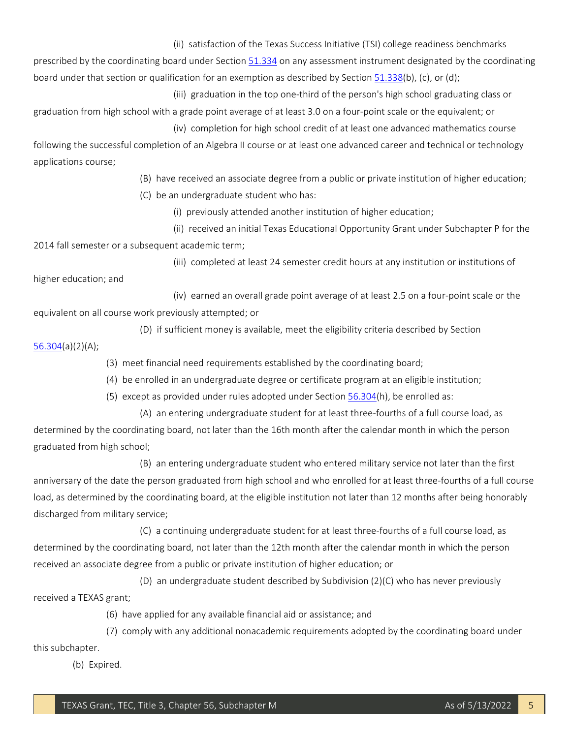(ii) satisfaction of the Texas Success Initiative (TSI) college readiness benchmarks prescribed by the coordinating board under Section [51.334](51.334) on any assessment instrument designated by the coordinating board under that section or qualification for an exemption as described by Section [51.338](51.338)(b), (c), or (d);

(iii) graduation in the top one-third of the person's high school graduating class or graduation from high school with a grade point average of at least 3.0 on a four-point scale or the equivalent; or

(iv) completion for high school credit of at least one advanced mathematics course following the successful completion of an Algebra II course or at least one advanced career and technical or technology applications course;

(B) have received an associate degree from a public or private institution of higher education;

(C) be an undergraduate student who has:

(i) previously attended another institution of higher education;

(ii) received an initial Texas Educational Opportunity Grant under Subchapter P for the 2014 fall semester or a subsequent academic term;

(iii) completed at least 24 semester credit hours at any institution or institutions of higher education; and

(iv) earned an overall grade point average of at least 2.5 on a four-point scale or the equivalent on all course work previously attempted; or

(D) if sufficient money is available, meet the eligibility criteria described by Section [56.304](56.304)(a)(2)(A);

(3) meet financial need requirements established by the coordinating board;

(4) be enrolled in an undergraduate degree or certificate program at an eligible institution;

(5) except as provided under rules adopted under Section [56.304](56.304)(h), be enrolled as:

(A) an entering undergraduate student for at least three-fourths of a full course load, as determined by the coordinating board, not later than the 16th month after the calendar month in which the person graduated from high school;

(B) an entering undergraduate student who entered military service not later than the first anniversary of the date the person graduated from high school and who enrolled for at least three-fourths of a full course load, as determined by the coordinating board, at the eligible institution not later than 12 months after being honorably discharged from military service;

(C) a continuing undergraduate student for at least three-fourths of a full course load, as determined by the coordinating board, not later than the 12th month after the calendar month in which the person received an associate degree from a public or private institution of higher education; or

(D) an undergraduate student described by Subdivision (2)(C) who has never previously received a TEXAS grant;

(6) have applied for any available financial aid or assistance; and

(7) comply with any additional nonacademic requirements adopted by the coordinating board under this subchapter.

(b) Expired.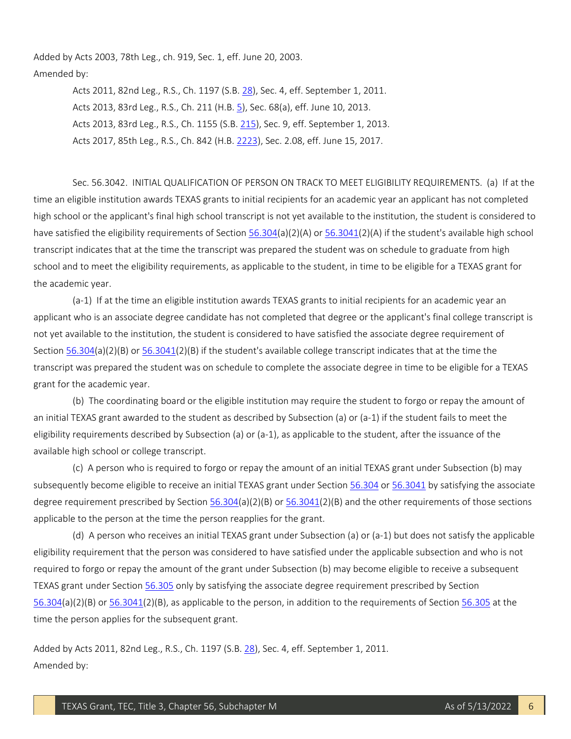Added by Acts 2003, 78th Leg., ch. 919, Sec. 1, eff. June 20, 2003.

Amended by:

Acts 2011, 82nd Leg., R.S., Ch. 1197 (S.B. 28), Sec. 4, eff. September 1, 2011.

Acts 2013, 83rd Leg., R.S., Ch. 211 (H.B. 5), Sec. 68(a), eff. June 10, 2013.

Acts 2013, 83rd Leg., R.S., Ch. 1155 (S.B. 215), Sec. 9, eff. September 1, 2013.

Acts 2017, 85th Leg., R.S., Ch. 842 (H.B. 2223), Sec. 2.08, eff. June 15, 2017.

Sec. 56.3042. INITIAL QUALIFICATION OF PERSON ON TRACK TO MEET ELIGIBILITY REQUIREMENTS. (a) If at the time an eligible institution awards TEXAS grants to initial recipients for an academic year an applicant has not completed high school or the applicant's final high school transcript is not yet available to the institution, the student is considered to have satisfied the eligibility requirements of Section 56.304(a)(2)(A) or 56.3041(2)(A) if the student's available high school transcript indicates that at the time the transcript was prepared the student was on schedule to graduate from high school and to meet the eligibility requirements, as applicable to the student, in time to be eligible for a TEXAS grant for the academic year.

(a-1) If at the time an eligible institution awards TEXAS grants to initial recipients for an academic year an applicant who is an associate degree candidate has not completed that degree or the applicant's final college transcript is not yet available to the institution, the student is considered to have satisfied the associate degree requirement of Section 56.304(a)(2)(B) or 56.3041(2)(B) if the student's available college transcript indicates that at the time the transcript was prepared the student was on schedule to complete the associate degree in time to be eligible for a TEXAS grant for the academic year.

(b) The coordinating board or the eligible institution may require the student to forgo or repay the amount of an initial TEXAS grant awarded to the student as described by Subsection (a) or (a-1) if the student fails to meet the eligibility requirements described by Subsection (a) or (a-1), as applicable to the student, after the issuance of the available high school or college transcript.

(c) A person who is required to forgo or repay the amount of an initial TEXAS grant under Subsection (b) may subsequently become eligible to receive an initial TEXAS grant under Section 56.304 or 56.3041 by satisfying the associate degree requirement prescribed by Section 56.304(a)(2)(B) or 56.3041(2)(B) and the other requirements of those sections applicable to the person at the time the person reapplies for the grant.

(d) A person who receives an initial TEXAS grant under Subsection (a) or (a-1) but does not satisfy the applicable eligibility requirement that the person was considered to have satisfied under the applicable subsection and who is not required to forgo or repay the amount of the grant under Subsection (b) may become eligible to receive a subsequent TEXAS grant under Section 56.305 only by satisfying the associate degree requirement prescribed by Section 56.304(a)(2)(B) or 56.3041(2)(B), as applicable to the person, in addition to the requirements of Section 56.305 at the time the person applies for the subsequent grant.

Added by Acts 2011, 82nd Leg., R.S., Ch. 1197 (S.B. 28), Sec. 4, eff. September 1, 2011.

Amended by: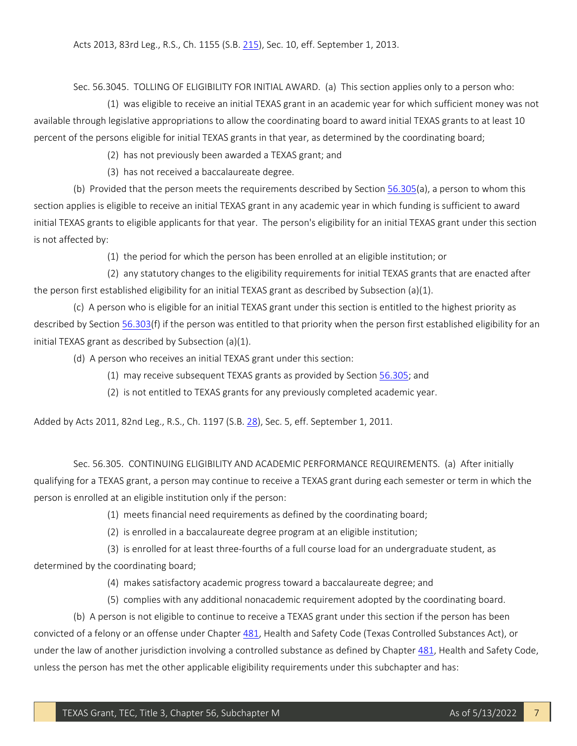Acts 2013, 83rd Leg., R.S., Ch. 1155 (S.B. 215), Sec. 10, eff. September 1, 2013.

Sec. 56.3045. TOLLING OF ELIGIBILITY FOR INITIAL AWARD. (a) This section applies only to a person who:

(1) was eligible to receive an initial TEXAS grant in an academic year for which sufficient money was not available through legislative appropriations to allow the coordinating board to award initial TEXAS grants to at least 10 percent of the persons eligible for initial TEXAS grants in that year, as determined by the coordinating board;

(2) has not previously been awarded a TEXAS grant; and

(3) has not received a baccalaureate degree.

(b) Provided that the person meets the requirements described by Section 56.305(a), a person to whom this section applies is eligible to receive an initial TEXAS grant in any academic year in which funding is sufficient to award initial TEXAS grants to eligible applicants for that year. The person's eligibility for an initial TEXAS grant under this section is not affected by:

(1) the period for which the person has been enrolled at an eligible institution; or

(2) any statutory changes to the eligibility requirements for initial TEXAS grants that are enacted after the person first established eligibility for an initial TEXAS grant as described by Subsection (a)(1).

(c) A person who is eligible for an initial TEXAS grant under this section is entitled to the highest priority as described by Section 56.303(f) if the person was entitled to that priority when the person first established eligibility for an initial TEXAS grant as described by Subsection (a)(1).

(d) A person who receives an initial TEXAS grant under this section:

(1) may receive subsequent TEXAS grants as provided by Section 56.305; and

(2) is not entitled to TEXAS grants for any previously completed academic year.

Added by Acts 2011, 82nd Leg., R.S., Ch. 1197 (S.B. 28), Sec. 5, eff. September 1, 2011.

Sec. 56.305. CONTINUING ELIGIBILITY AND ACADEMIC PERFORMANCE REQUIREMENTS. (a) After initially qualifying for a TEXAS grant, a person may continue to receive a TEXAS grant during each semester or term in which the person is enrolled at an eligible institution only if the person:

(1) meets financial need requirements as defined by the coordinating board;

(2) is enrolled in a baccalaureate degree program at an eligible institution;

(3) is enrolled for at least three-fourths of a full course load for an undergraduate student, as determined by the coordinating board;

(4) makes satisfactory academic progress toward a baccalaureate degree; and

(5) complies with any additional nonacademic requirement adopted by the coordinating board.

(b) A person is not eligible to continue to receive a TEXAS grant under this section if the person has been convicted of a felony or an offense under Chapter 481, Health and Safety Code (Texas Controlled Substances Act), or under the law of another jurisdiction involving a controlled substance as defined by Chapter 481, Health and Safety Code, unless the person has met the other applicable eligibility requirements under this subchapter and has: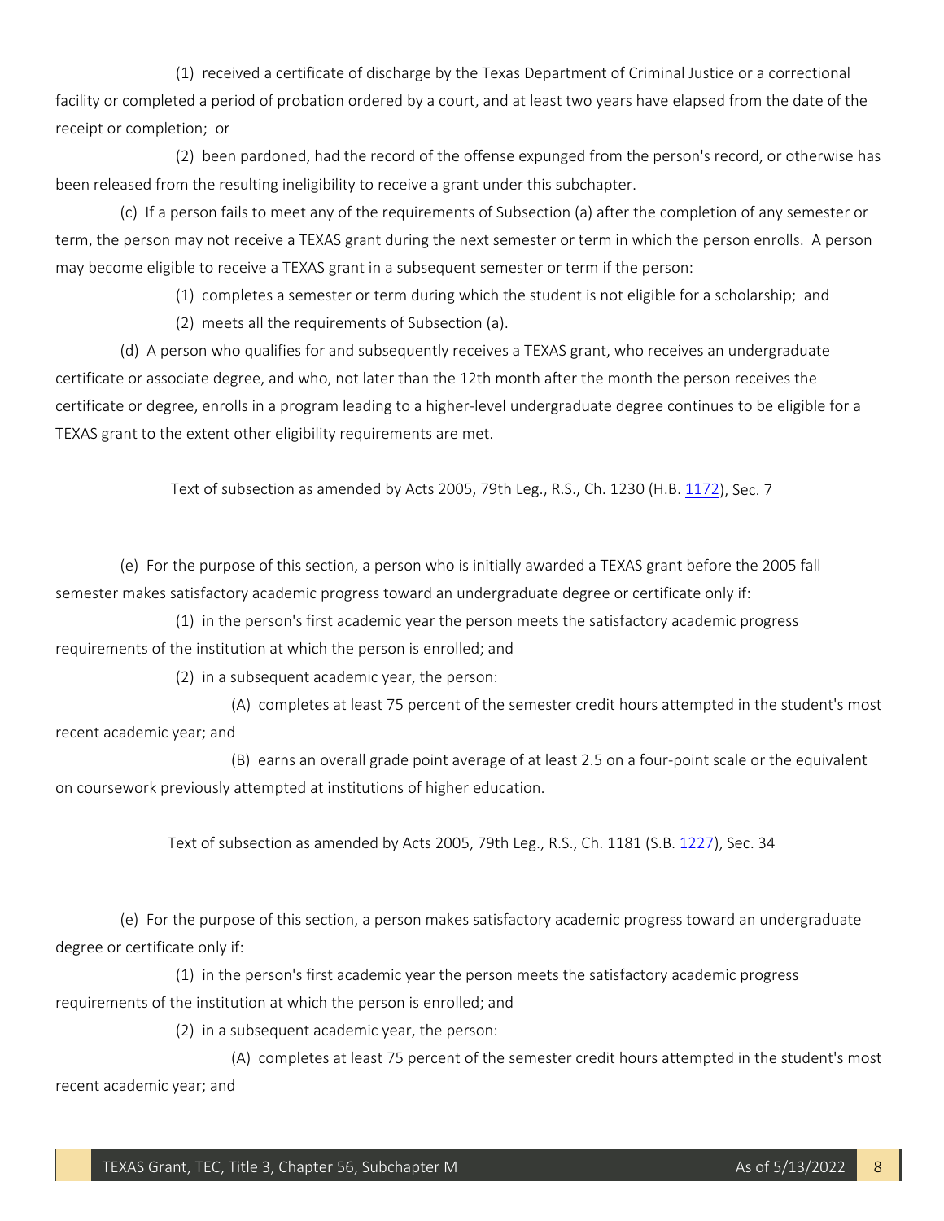(1) received a certificate of discharge by the Texas Department of Criminal Justice or a correctional facility or completed a period of probation ordered by a court, and at least two years have elapsed from the date of the receipt or completion; or

(2) been pardoned, had the record of the offense expunged from the person's record, or otherwise has been released from the resulting ineligibility to receive a grant under this subchapter.

(c) If a person fails to meet any of the requirements of Subsection (a) after the completion of any semester or term, the person may not receive a TEXAS grant during the next semester or term in which the person enrolls. A person may become eligible to receive a TEXAS grant in a subsequent semester or term if the person:

(1) completes a semester or term during which the student is not eligible for a scholarship; and

(2) meets all the requirements of Subsection (a).

(d) A person who qualifies for and subsequently receives a TEXAS grant, who receives an undergraduate certificate or associate degree, and who, not later than the 12th month after the month the person receives the certificate or degree, enrolls in a program leading to a higher-level undergraduate degree continues to be eligible for a TEXAS grant to the extent other eligibility requirements are met.

Text of subsection as amended by Acts 2005, 79th Leg., R.S., Ch. 1230 (H.B. 1172), Sec. 7

(e) For the purpose of this section, a person who is initially awarded a TEXAS grant before the 2005 fall semester makes satisfactory academic progress toward an undergraduate degree or certificate only if:

(1) in the person's first academic year the person meets the satisfactory academic progress requirements of the institution at which the person is enrolled; and

(2) in a subsequent academic year, the person:

(A) completes at least 75 percent of the semester credit hours attempted in the student's most recent academic year; and

(B) earns an overall grade point average of at least 2.5 on a four-point scale or the equivalent on coursework previously attempted at institutions of higher education.

Text of subsection as amended by Acts 2005, 79th Leg., R.S., Ch. 1181 (S.B. 1227), Sec. 34

(e) For the purpose of this section, a person makes satisfactory academic progress toward an undergraduate degree or certificate only if:

(1) in the person's first academic year the person meets the satisfactory academic progress requirements of the institution at which the person is enrolled; and

(2) in a subsequent academic year, the person:

(A) completes at least 75 percent of the semester credit hours attempted in the student's most recent academic year; and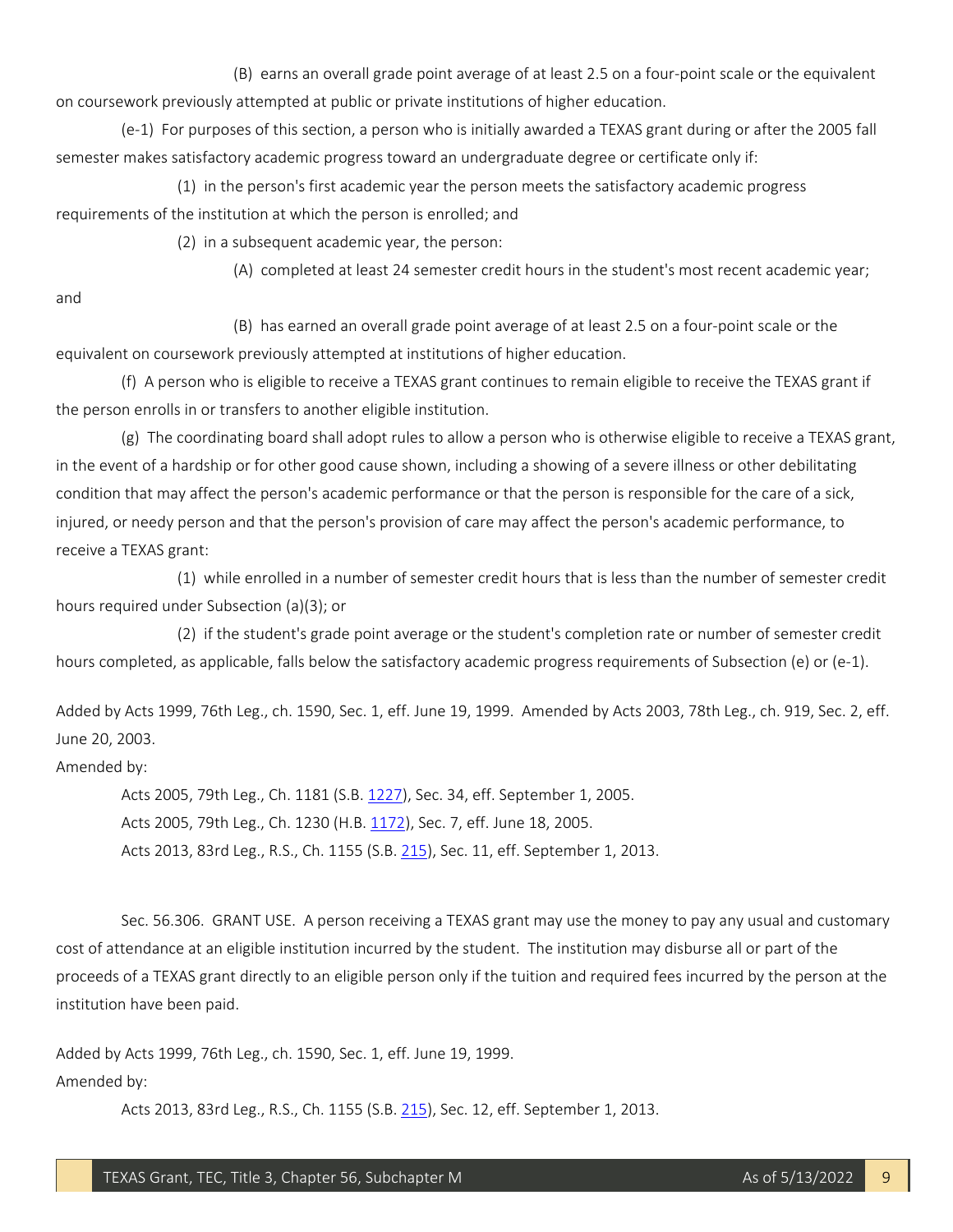(B) earns an overall grade point average of at least 2.5 on a four-point scale or the equivalent on coursework previously attempted at public or private institutions of higher education.

(e-1) For purposes of this section, a person who is initially awarded a TEXAS grant during or after the 2005 fall semester makes satisfactory academic progress toward an undergraduate degree or certificate only if:

(1) in the person's first academic year the person meets the satisfactory academic progress requirements of the institution at which the person is enrolled; and

(2) in a subsequent academic year, the person:

(A) completed at least 24 semester credit hours in the student's most recent academic year; and

(B) has earned an overall grade point average of at least 2.5 on a four-point scale or the equivalent on coursework previously attempted at institutions of higher education.

(f) A person who is eligible to receive a TEXAS grant continues to remain eligible to receive the TEXAS grant if the person enrolls in or transfers to another eligible institution.

(g) The coordinating board shall adopt rules to allow a person who is otherwise eligible to receive a TEXAS grant, in the event of a hardship or for other good cause shown, including a showing of a severe illness or other debilitating condition that may affect the person's academic performance or that the person is responsible for the care of a sick, injured, or needy person and that the person's provision of care may affect the person's academic performance, to receive a TEXAS grant:

(1) while enrolled in a number of semester credit hours that is less than the number of semester credit hours required under Subsection (a)(3); or

(2) if the student's grade point average or the student's completion rate or number of semester credit hours completed, as applicable, falls below the satisfactory academic progress requirements of Subsection (e) or (e-1).

Added by Acts 1999, 76th Leg., ch. 1590, Sec. 1, eff. June 19, 1999. Amended by Acts 2003, 78th Leg., ch. 919, Sec. 2, eff. June 20, 2003.

Amended by:

Acts 2005, 79th Leg., Ch. 1181 (S.B. 1227), Sec. 34, eff. September 1, 2005.

Acts 2005, 79th Leg., Ch. 1230 (H.B. 1172), Sec. 7, eff. June 18, 2005.

Acts 2013, 83rd Leg., R.S., Ch. 1155 (S.B. 215), Sec. 11, eff. September 1, 2013.

Sec. 56.306. GRANT USE. A person receiving a TEXAS grant may use the money to pay any usual and customary cost of attendance at an eligible institution incurred by the student. The institution may disburse all or part of the proceeds of a TEXAS grant directly to an eligible person only if the tuition and required fees incurred by the person at the institution have been paid.

Added by Acts 1999, 76th Leg., ch. 1590, Sec. 1, eff. June 19, 1999.

Amended by:

Acts 2013, 83rd Leg., R.S., Ch. 1155 (S.B. 215), Sec. 12, eff. September 1, 2013.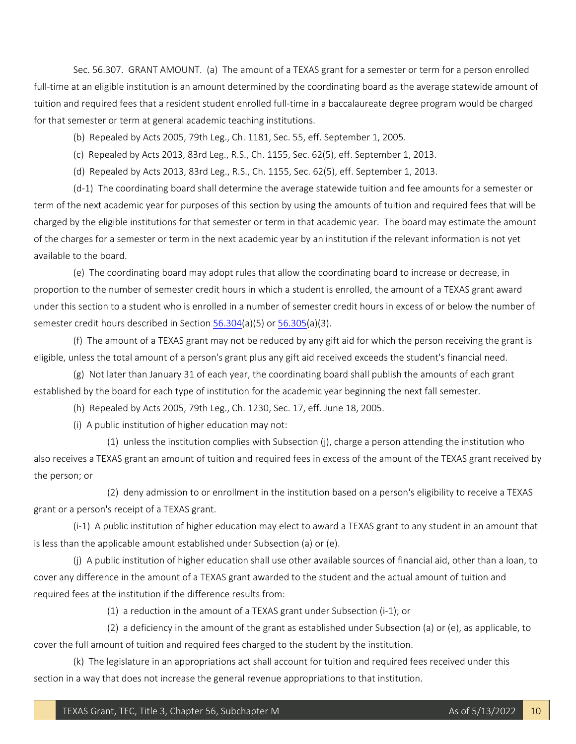Sec. 56.307. GRANT AMOUNT. (a) The amount of a TEXAS grant for a semester or term for a person enrolled full-time at an eligible institution is an amount determined by the coordinating board as the average statewide amount of tuition and required fees that a resident student enrolled full-time in a baccalaureate degree program would be charged for that semester or term at general academic teaching institutions.

(b) Repealed by Acts 2005, 79th Leg., Ch. 1181, Sec. 55, eff. September 1, 2005.

(c) Repealed by Acts 2013, 83rd Leg., R.S., Ch. 1155, Sec. 62(5), eff. September 1, 2013.

(d) Repealed by Acts 2013, 83rd Leg., R.S., Ch. 1155, Sec. 62(5), eff. September 1, 2013.

(d-1) The coordinating board shall determine the average statewide tuition and fee amounts for a semester or term of the next academic year for purposes of this section by using the amounts of tuition and required fees that will be charged by the eligible institutions for that semester or term in that academic year. The board may estimate the amount of the charges for a semester or term in the next academic year by an institution if the relevant information is not yet available to the board.

(e) The coordinating board may adopt rules that allow the coordinating board to increase or decrease, in proportion to the number of semester credit hours in which a student is enrolled, the amount of a TEXAS grant award under this section to a student who is enrolled in a number of semester credit hours in excess of or below the number of semester credit hours described in Section 56.304(a)(5) or 56.305(a)(3).

(f) The amount of a TEXAS grant may not be reduced by any gift aid for which the person receiving the grant is eligible, unless the total amount of a person's grant plus any gift aid received exceeds the student's financial need.

(g) Not later than January 31 of each year, the coordinating board shall publish the amounts of each grant established by the board for each type of institution for the academic year beginning the next fall semester.

(h) Repealed by Acts 2005, 79th Leg., Ch. 1230, Sec. 17, eff. June 18, 2005.

(i) A public institution of higher education may not:

(1) unless the institution complies with Subsection (j), charge a person attending the institution who also receives a TEXAS grant an amount of tuition and required fees in excess of the amount of the TEXAS grant received by the person; or

(2) deny admission to or enrollment in the institution based on a person's eligibility to receive a TEXAS grant or a person's receipt of a TEXAS grant.

(i-1) A public institution of higher education may elect to award a TEXAS grant to any student in an amount that is less than the applicable amount established under Subsection (a) or (e).

(j) A public institution of higher education shall use other available sources of financial aid, other than a loan, to cover any difference in the amount of a TEXAS grant awarded to the student and the actual amount of tuition and required fees at the institution if the difference results from:

(1) a reduction in the amount of a TEXAS grant under Subsection (i-1); or

(2) a deficiency in the amount of the grant as established under Subsection (a) or (e), as applicable, to cover the full amount of tuition and required fees charged to the student by the institution.

(k) The legislature in an appropriations act shall account for tuition and required fees received under this section in a way that does not increase the general revenue appropriations to that institution.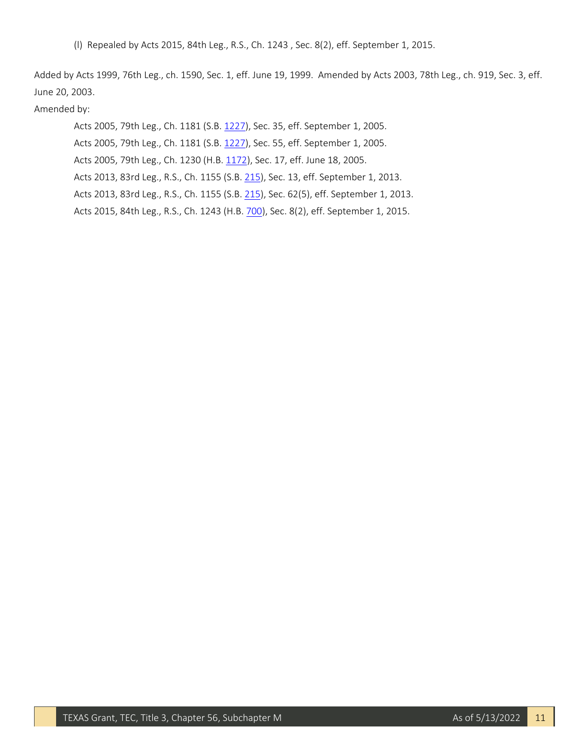(l) Repealed by Acts 2015, 84th Leg., R.S., Ch. 1243 , Sec. 8(2), eff. September 1, 2015.

Added by Acts 1999, 76th Leg., ch. 1590, Sec. 1, eff. June 19, 1999. Amended by Acts 2003, 78th Leg., ch. 919, Sec. 3, eff. June 20, 2003.

Amended by:

Acts 2005, 79th Leg., Ch. 1181 (S.B. 1227), Sec. 35, eff. September 1, 2005.

Acts 2005, 79th Leg., Ch. 1181 (S.B. 1227), Sec. 55, eff. September 1, 2005.

Acts 2005, 79th Leg., Ch. 1230 (H.B. 1172), Sec. 17, eff. June 18, 2005.

Acts 2013, 83rd Leg., R.S., Ch. 1155 (S.B. 215), Sec. 13, eff. September 1, 2013.

Acts 2013, 83rd Leg., R.S., Ch. 1155 (S.B. 215), Sec. 62(5), eff. September 1, 2013.

Acts 2015, 84th Leg., R.S., Ch. 1243 (H.B. 700), Sec. 8(2), eff. September 1, 2015.